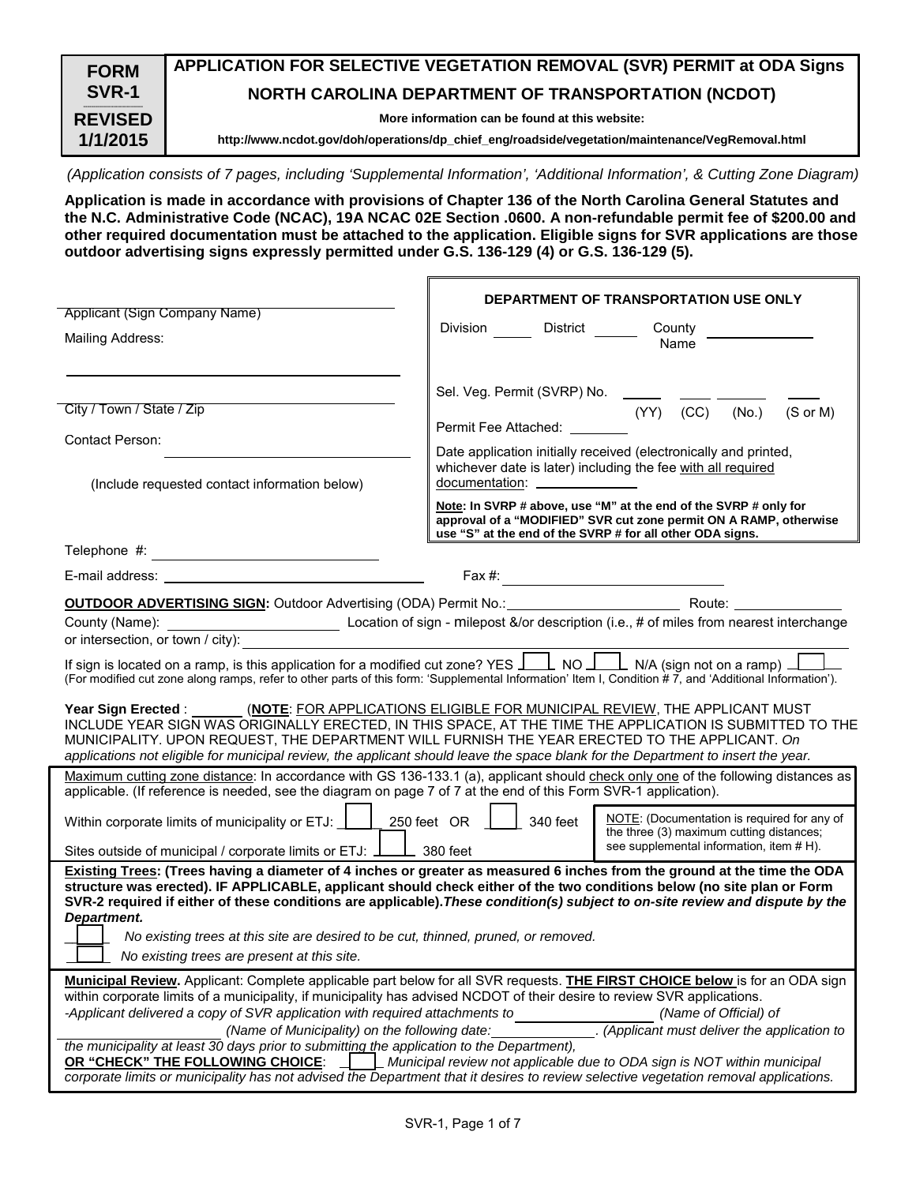| FORM SVR-1 REVISED 1/1/2015 | **APPLICATION FOR SELECTIVE VEGETATION REMOVAL (SVR) PERMIT at ODA Signs** **NORTH CAROLINA DEPARTMENT OF TRANSPORTATION (NCDOT)** **More information can be found at this website:** **http://www.ncdot.gov/doh/operations/dp_chief_eng/roadside/vegetation/maintenance/VegRemoval.html** |
|---|---|

*(Application consists of 7 pages, including 'Supplemental Information', 'Additional Information', & Cutting Zone Diagram)*

**Application is made in accordance with provisions of Chapter 136 of the North Carolina General Statutes and the N.C. Administrative Code (NCAC), 19A NCAC 02E Section .0600. A non-refundable permit fee of $200.00 and other required documentation must be attached to the application. Eligible signs for SVR applications are those outdoor advertising signs expressly permitted under G.S. 136-129 (4) or G.S. 136-129 (5).**

Applicant (Sign Company Name) ______________________

Mailing Address: ______________________

City / Town / State / Zip ______________________

Contact Person: ______________________

(Include requested contact information below)

**DEPARTMENT OF TRANSPORTATION USE ONLY**

Division _____ District _____ County Name _____________

Sel. Veg. Permit (SVRP) No. _____ (YY) _____ (CC) _____ (No.) _____ (S or M)

Permit Fee Attached: ________

Date application initially received (electronically and printed, whichever date is later) including the fee with all required documentation: ____________

**Note: In SVRP # above, use "M" at the end of the SVRP # only for approval of a "MODIFIED" SVR cut zone permit ON A RAMP, otherwise use "S" at the end of the SVRP # for all other ODA signs.**

Telephone #: ______________________

E-mail address: ______________________ Fax #: ______________________

**OUTDOOR ADVERTISING SIGN:** Outdoor Advertising (ODA) Permit No.: ______________ Route: ____________

County (Name): ______________ Location of sign - milepost &/or description (i.e., # of miles from nearest interchange or intersection, or town / city): ______________________

If sign is located on a ramp, is this application for a modified cut zone? YES ☐ NO ☐ N/A (sign not on a ramp) ☐
(For modified cut zone along ramps, refer to other parts of this form: 'Supplemental Information' Item I, Condition # 7, and 'Additional Information').

**Year Sign Erected** : ______ (**NOTE**: FOR APPLICATIONS ELIGIBLE FOR MUNICIPAL REVIEW, THE APPLICANT MUST INCLUDE YEAR SIGN WAS ORIGINALLY ERECTED, IN THIS SPACE, AT THE TIME THE APPLICATION IS SUBMITTED TO THE MUNICIPALITY. UPON REQUEST, THE DEPARTMENT WILL FURNISH THE YEAR ERECTED TO THE APPLICANT. *On applications not eligible for municipal review, the applicant should leave the space blank for the Department to insert the year.*

Maximum cutting zone distance: In accordance with GS 136-133.1 (a), applicant should check only one of the following distances as applicable. (If reference is needed, see the diagram on page 7 of 7 at the end of this Form SVR-1 application).

Within corporate limits of municipality or ETJ: ☐ 250 feet OR ☐ 340 feet

Sites outside of municipal / corporate limits or ETJ: ☐ 380 feet

NOTE: (Documentation is required for any of the three (3) maximum cutting distances; see supplemental information, item # H).

**Existing Trees: (Trees having a diameter of 4 inches or greater as measured 6 inches from the ground at the time the ODA structure was erected). IF APPLICABLE, applicant should check either of the two conditions below (no site plan or Form SVR-2 required if either of these conditions are applicable).*These condition(s) subject to on-site review and dispute by the Department.***

☐ *No existing trees at this site are desired to be cut, thinned, pruned, or removed.*

☐ *No existing trees are present at this site.*

**Municipal Review.** Applicant: Complete applicable part below for all SVR requests. **THE FIRST CHOICE below** is for an ODA sign within corporate limits of a municipality, if municipality has advised NCDOT of their desire to review SVR applications.

*-Applicant delivered a copy of SVR application with required attachments to ______________ (Name of Official) of ______________ (Name of Municipality) on the following date: ____________. (Applicant must deliver the application to the municipality at least 30 days prior to submitting the application to the Department),*

**OR "CHECK" THE FOLLOWING CHOICE**: ☐ *Municipal review not applicable due to ODA sign is NOT within municipal corporate limits or municipality has not advised the Department that it desires to review selective vegetation removal applications.*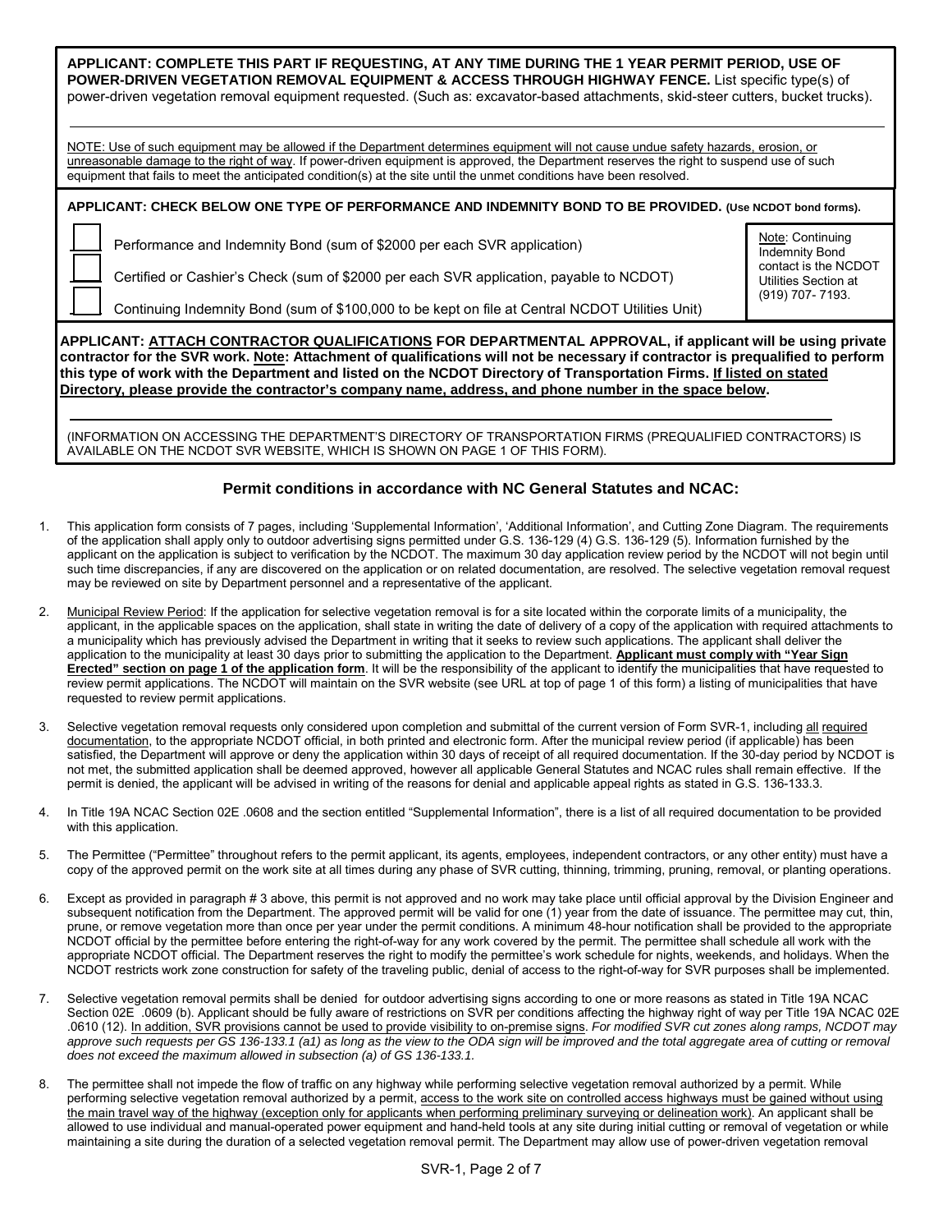**APPLICANT: COMPLETE THIS PART IF REQUESTING, AT ANY TIME DURING THE 1 YEAR PERMIT PERIOD, USE OF POWER-DRIVEN VEGETATION REMOVAL EQUIPMENT & ACCESS THROUGH HIGHWAY FENCE.** List specific type(s) of power-driven vegetation removal equipment requested. (Such as: excavator-based attachments, skid-steer cutters, bucket trucks).

\_\_\_\_\_\_\_\_\_\_\_\_\_\_\_\_\_\_\_\_\_\_\_\_\_\_\_\_\_\_\_\_\_\_\_\_\_\_\_\_\_\_\_\_\_\_\_\_\_\_\_\_\_\_\_\_\_\_\_\_\_\_\_\_\_\_\_\_\_\_\_\_\_\_\_\_

NOTE: Use of such equipment may be allowed if the Department determines equipment will not cause undue safety hazards, erosion, or unreasonable damage to the right of way. If power-driven equipment is approved, the Department reserves the right to suspend use of such equipment that fails to meet the anticipated condition(s) at the site until the unmet conditions have been resolved.

**APPLICANT: CHECK BELOW ONE TYPE OF PERFORMANCE AND INDEMNITY BOND TO BE PROVIDED. (Use NCDOT bond forms).**

- ☐ Performance and Indemnity Bond (sum of $2000 per each SVR application)
- ☐ Certified or Cashier's Check (sum of $2000 per each SVR application, payable to NCDOT)
- ☐ Continuing Indemnity Bond (sum of $100,000 to be kept on file at Central NCDOT Utilities Unit)

Note: Continuing Indemnity Bond contact is the NCDOT Utilities Section at (919) 707- 7193.

**APPLICANT: ATTACH CONTRACTOR QUALIFICATIONS FOR DEPARTMENTAL APPROVAL, if applicant will be using private contractor for the SVR work. Note: Attachment of qualifications will not be necessary if contractor is prequalified to perform this type of work with the Department and listed on the NCDOT Directory of Transportation Firms. If listed on stated Directory, please provide the contractor's company name, address, and phone number in the space below.**

\_\_\_\_\_\_\_\_\_\_\_\_\_\_\_\_\_\_\_\_\_\_\_\_\_\_\_\_\_\_\_\_\_\_\_\_\_\_\_\_\_\_\_\_\_\_\_\_\_\_\_\_\_\_\_\_\_\_\_\_\_\_\_\_\_\_\_\_\_\_\_\_\_\_\_\_

(INFORMATION ON ACCESSING THE DEPARTMENT'S DIRECTORY OF TRANSPORTATION FIRMS (PREQUALIFIED CONTRACTORS) IS AVAILABLE ON THE NCDOT SVR WEBSITE, WHICH IS SHOWN ON PAGE 1 OF THIS FORM).

## Permit conditions in accordance with NC General Statutes and NCAC:

1. This application form consists of 7 pages, including 'Supplemental Information', 'Additional Information', and Cutting Zone Diagram. The requirements of the application shall apply only to outdoor advertising signs permitted under G.S. 136-129 (4) G.S. 136-129 (5). Information furnished by the applicant on the application is subject to verification by the NCDOT. The maximum 30 day application review period by the NCDOT will not begin until such time discrepancies, if any are discovered on the application or on related documentation, are resolved. The selective vegetation removal request may be reviewed on site by Department personnel and a representative of the applicant.

2. Municipal Review Period: If the application for selective vegetation removal is for a site located within the corporate limits of a municipality, the applicant, in the applicable spaces on the application, shall state in writing the date of delivery of a copy of the application with required attachments to a municipality which has previously advised the Department in writing that it seeks to review such applications. The applicant shall deliver the application to the municipality at least 30 days prior to submitting the application to the Department. **Applicant must comply with "Year Sign Erected" section on page 1 of the application form**. It will be the responsibility of the applicant to identify the municipalities that have requested to review permit applications. The NCDOT will maintain on the SVR website (see URL at top of page 1 of this form) a listing of municipalities that have requested to review permit applications.

3. Selective vegetation removal requests only considered upon completion and submittal of the current version of Form SVR-1, including all required documentation, to the appropriate NCDOT official, in both printed and electronic form. After the municipal review period (if applicable) has been satisfied, the Department will approve or deny the application within 30 days of receipt of all required documentation. If the 30-day period by NCDOT is not met, the submitted application shall be deemed approved, however all applicable General Statutes and NCAC rules shall remain effective. If the permit is denied, the applicant will be advised in writing of the reasons for denial and applicable appeal rights as stated in G.S. 136-133.3.

4. In Title 19A NCAC Section 02E .0608 and the section entitled "Supplemental Information", there is a list of all required documentation to be provided with this application.

5. The Permittee ("Permittee" throughout refers to the permit applicant, its agents, employees, independent contractors, or any other entity) must have a copy of the approved permit on the work site at all times during any phase of SVR cutting, thinning, trimming, pruning, removal, or planting operations.

6. Except as provided in paragraph # 3 above, this permit is not approved and no work may take place until official approval by the Division Engineer and subsequent notification from the Department. The approved permit will be valid for one (1) year from the date of issuance. The permittee may cut, thin, prune, or remove vegetation more than once per year under the permit conditions. A minimum 48-hour notification shall be provided to the appropriate NCDOT official by the permittee before entering the right-of-way for any work covered by the permit. The permittee shall schedule all work with the appropriate NCDOT official. The Department reserves the right to modify the permittee's work schedule for nights, weekends, and holidays. When the NCDOT restricts work zone construction for safety of the traveling public, denial of access to the right-of-way for SVR purposes shall be implemented.

7. Selective vegetation removal permits shall be denied for outdoor advertising signs according to one or more reasons as stated in Title 19A NCAC Section 02E .0609 (b). Applicant should be fully aware of restrictions on SVR per conditions affecting the highway right of way per Title 19A NCAC 02E .0610 (12). In addition, SVR provisions cannot be used to provide visibility to on-premise signs. *For modified SVR cut zones along ramps, NCDOT may approve such requests per GS 136-133.1 (a1) as long as the view to the ODA sign will be improved and the total aggregate area of cutting or removal does not exceed the maximum allowed in subsection (a) of GS 136-133.1.*

8. The permittee shall not impede the flow of traffic on any highway while performing selective vegetation removal authorized by a permit. While performing selective vegetation removal authorized by a permit, access to the work site on controlled access highways must be gained without using the main travel way of the highway (exception only for applicants when performing preliminary surveying or delineation work). An applicant shall be allowed to use individual and manual-operated power equipment and hand-held tools at any site during initial cutting or removal of vegetation or while maintaining a site during the duration of a selected vegetation removal permit. The Department may allow use of power-driven vegetation removal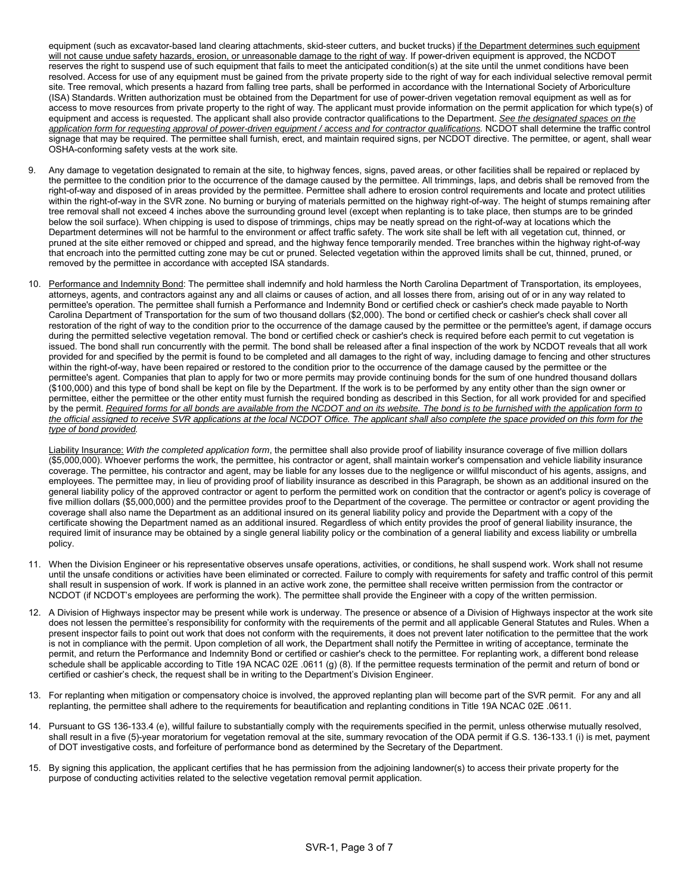equipment (such as excavator-based land clearing attachments, skid-steer cutters, and bucket trucks) if the Department determines such equipment will not cause undue safety hazards, erosion, or unreasonable damage to the right of way. If power-driven equipment is approved, the NCDOT reserves the right to suspend use of such equipment that fails to meet the anticipated condition(s) at the site until the unmet conditions have been resolved. Access for use of any equipment must be gained from the private property side to the right of way for each individual selective removal permit site. Tree removal, which presents a hazard from falling tree parts, shall be performed in accordance with the International Society of Arboriculture (ISA) Standards. Written authorization must be obtained from the Department for use of power-driven vegetation removal equipment as well as for access to move resources from private property to the right of way. The applicant must provide information on the permit application for which type(s) of equipment and access is requested. The applicant shall also provide contractor qualifications to the Department. *See the designated spaces on the application form for requesting approval of power-driven equipment / access and for contractor qualifications.* NCDOT shall determine the traffic control signage that may be required. The permittee shall furnish, erect, and maintain required signs, per NCDOT directive. The permittee, or agent, shall wear OSHA-conforming safety vests at the work site.

9. Any damage to vegetation designated to remain at the site, to highway fences, signs, paved areas, or other facilities shall be repaired or replaced by the permittee to the condition prior to the occurrence of the damage caused by the permittee. All trimmings, laps, and debris shall be removed from the right-of-way and disposed of in areas provided by the permittee. Permittee shall adhere to erosion control requirements and locate and protect utilities within the right-of-way in the SVR zone. No burning or burying of materials permitted on the highway right-of-way. The height of stumps remaining after tree removal shall not exceed 4 inches above the surrounding ground level (except when replanting is to take place, then stumps are to be grinded below the soil surface). When chipping is used to dispose of trimmings, chips may be neatly spread on the right-of-way at locations which the Department determines will not be harmful to the environment or affect traffic safety. The work site shall be left with all vegetation cut, thinned, or pruned at the site either removed or chipped and spread, and the highway fence temporarily mended. Tree branches within the highway right-of-way that encroach into the permitted cutting zone may be cut or pruned. Selected vegetation within the approved limits shall be cut, thinned, pruned, or removed by the permittee in accordance with accepted ISA standards.

10. Performance and Indemnity Bond: The permittee shall indemnify and hold harmless the North Carolina Department of Transportation, its employees, attorneys, agents, and contractors against any and all claims or causes of action, and all losses there from, arising out of or in any way related to permittee's operation. The permittee shall furnish a Performance and Indemnity Bond or certified check or cashier's check made payable to North Carolina Department of Transportation for the sum of two thousand dollars ($2,000). The bond or certified check or cashier's check shall cover all restoration of the right of way to the condition prior to the occurrence of the damage caused by the permittee or the permittee's agent, if damage occurs during the permitted selective vegetation removal. The bond or certified check or cashier's check is required before each permit to cut vegetation is issued. The bond shall run concurrently with the permit. The bond shall be released after a final inspection of the work by NCDOT reveals that all work provided for and specified by the permit is found to be completed and all damages to the right of way, including damage to fencing and other structures within the right-of-way, have been repaired or restored to the condition prior to the occurrence of the damage caused by the permittee or the permittee's agent. Companies that plan to apply for two or more permits may provide continuing bonds for the sum of one hundred thousand dollars ($100,000) and this type of bond shall be kept on file by the Department. If the work is to be performed by any entity other than the sign owner or permittee, either the permittee or the other entity must furnish the required bonding as described in this Section, for all work provided for and specified by the permit. *Required forms for all bonds are available from the NCDOT and on its website. The bond is to be furnished with the application form to the official assigned to receive SVR applications at the local NCDOT Office. The applicant shall also complete the space provided on this form for the type of bond provided.*

    Liability Insurance: *With the completed application form*, the permittee shall also provide proof of liability insurance coverage of five million dollars ($5,000,000). Whoever performs the work, the permittee, his contractor or agent, shall maintain worker's compensation and vehicle liability insurance coverage. The permittee, his contractor and agent, may be liable for any losses due to the negligence or willful misconduct of his agents, assigns, and employees. The permittee may, in lieu of providing proof of liability insurance as described in this Paragraph, be shown as an additional insured on the general liability policy of the approved contractor or agent to perform the permitted work on condition that the contractor or agent's policy is coverage of five million dollars ($5,000,000) and the permittee provides proof to the Department of the coverage. The permittee or contractor or agent providing the coverage shall also name the Department as an additional insured on its general liability policy and provide the Department with a copy of the certificate showing the Department named as an additional insured. Regardless of which entity provides the proof of general liability insurance, the required limit of insurance may be obtained by a single general liability policy or the combination of a general liability and excess liability or umbrella policy.

11. When the Division Engineer or his representative observes unsafe operations, activities, or conditions, he shall suspend work. Work shall not resume until the unsafe conditions or activities have been eliminated or corrected. Failure to comply with requirements for safety and traffic control of this permit shall result in suspension of work. If work is planned in an active work zone, the permittee shall receive written permission from the contractor or NCDOT (if NCDOT's employees are performing the work). The permittee shall provide the Engineer with a copy of the written permission.

12. A Division of Highways inspector may be present while work is underway. The presence or absence of a Division of Highways inspector at the work site does not lessen the permittee's responsibility for conformity with the requirements of the permit and all applicable General Statutes and Rules. When a present inspector fails to point out work that does not conform with the requirements, it does not prevent later notification to the permittee that the work is not in compliance with the permit. Upon completion of all work, the Department shall notify the Permittee in writing of acceptance, terminate the permit, and return the Performance and Indemnity Bond or certified or cashier's check to the permittee. For replanting work, a different bond release schedule shall be applicable according to Title 19A NCAC 02E .0611 (g) (8). If the permittee requests termination of the permit and return of bond or certified or cashier's check, the request shall be in writing to the Department's Division Engineer.

13. For replanting when mitigation or compensatory choice is involved, the approved replanting plan will become part of the SVR permit. For any and all replanting, the permittee shall adhere to the requirements for beautification and replanting conditions in Title 19A NCAC 02E .0611.

14. Pursuant to GS 136-133.4 (e), willful failure to substantially comply with the requirements specified in the permit, unless otherwise mutually resolved, shall result in a five (5)-year moratorium for vegetation removal at the site, summary revocation of the ODA permit if G.S. 136-133.1 (i) is met, payment of DOT investigative costs, and forfeiture of performance bond as determined by the Secretary of the Department.

15. By signing this application, the applicant certifies that he has permission from the adjoining landowner(s) to access their private property for the purpose of conducting activities related to the selective vegetation removal permit application.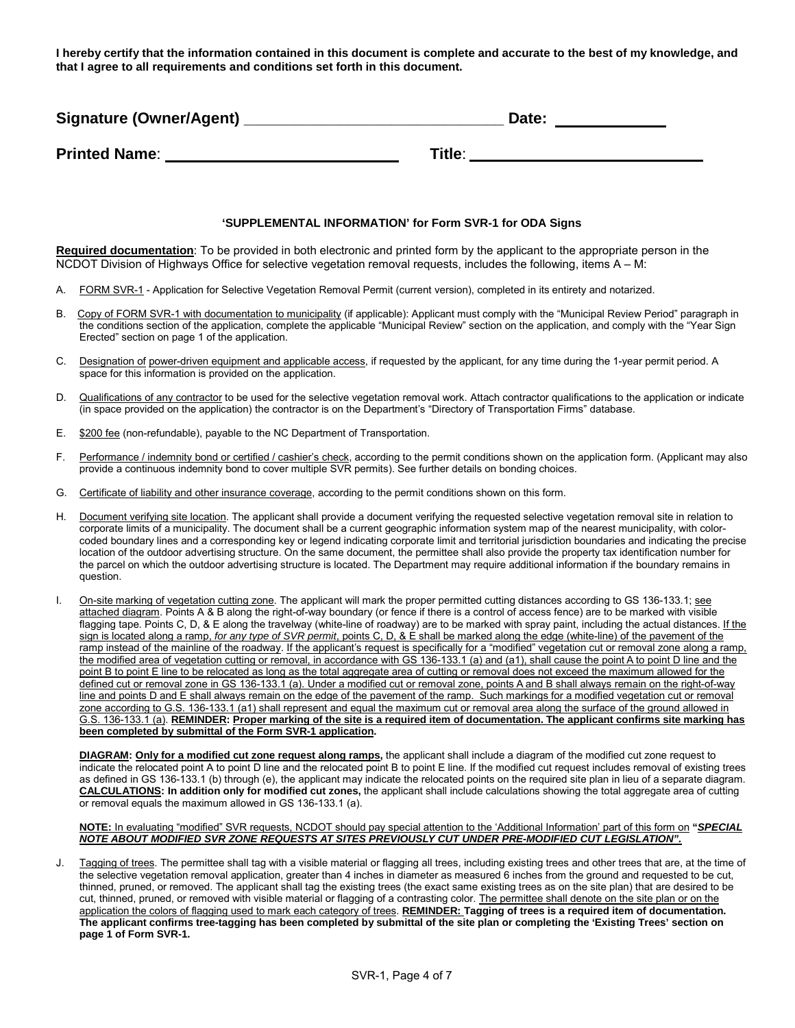**I hereby certify that the information contained in this document is complete and accurate to the best of my knowledge, and that I agree to all requirements and conditions set forth in this document.**

**Signature (Owner/Agent)** ______________________________ **Date:** ____________

**Printed Name**: __________________________ **Title**: __________________________

### 'SUPPLEMENTAL INFORMATION' for Form SVR-1 for ODA Signs

**Required documentation**: To be provided in both electronic and printed form by the applicant to the appropriate person in the NCDOT Division of Highways Office for selective vegetation removal requests, includes the following, items A – M:

A. FORM SVR-1 - Application for Selective Vegetation Removal Permit (current version), completed in its entirety and notarized.

B. Copy of FORM SVR-1 with documentation to municipality (if applicable): Applicant must comply with the "Municipal Review Period" paragraph in the conditions section of the application, complete the applicable "Municipal Review" section on the application, and comply with the "Year Sign Erected" section on page 1 of the application.

C. Designation of power-driven equipment and applicable access, if requested by the applicant, for any time during the 1-year permit period. A space for this information is provided on the application.

D. Qualifications of any contractor to be used for the selective vegetation removal work. Attach contractor qualifications to the application or indicate (in space provided on the application) the contractor is on the Department's "Directory of Transportation Firms" database.

E. $200 fee (non-refundable), payable to the NC Department of Transportation.

F. Performance / indemnity bond or certified / cashier's check, according to the permit conditions shown on the application form. (Applicant may also provide a continuous indemnity bond to cover multiple SVR permits). See further details on bonding choices.

G. Certificate of liability and other insurance coverage, according to the permit conditions shown on this form.

H. Document verifying site location. The applicant shall provide a document verifying the requested selective vegetation removal site in relation to corporate limits of a municipality. The document shall be a current geographic information system map of the nearest municipality, with color-coded boundary lines and a corresponding key or legend indicating corporate limit and territorial jurisdiction boundaries and indicating the precise location of the outdoor advertising structure. On the same document, the permittee shall also provide the property tax identification number for the parcel on which the outdoor advertising structure is located. The Department may require additional information if the boundary remains in question.

I. On-site marking of vegetation cutting zone. The applicant will mark the proper permitted cutting distances according to GS 136-133.1; see attached diagram. Points A & B along the right-of-way boundary (or fence if there is a control of access fence) are to be marked with visible flagging tape. Points C, D, & E along the travelway (white-line of roadway) are to be marked with spray paint, including the actual distances. If the sign is located along a ramp, *for any type of SVR permit*, points C, D, & E shall be marked along the edge (white-line) of the pavement of the ramp instead of the mainline of the roadway. If the applicant's request is specifically for a "modified" vegetation cut or removal zone along a ramp, the modified area of vegetation cutting or removal, in accordance with GS 136-133.1 (a) and (a1), shall cause the point A to point D line and the point B to point E line to be relocated as long as the total aggregate area of cutting or removal does not exceed the maximum allowed for the defined cut or removal zone in GS 136-133.1 (a). Under a modified cut or removal zone, points A and B shall always remain on the right-of-way line and points D and E shall always remain on the edge of the pavement of the ramp. Such markings for a modified vegetation cut or removal zone according to G.S. 136-133.1 (a1) shall represent and equal the maximum cut or removal area along the surface of the ground allowed in G.S. 136-133.1 (a). **REMINDER: Proper marking of the site is a required item of documentation. The applicant confirms site marking has been completed by submittal of the Form SVR-1 application.**

   **DIAGRAM: Only for a modified cut zone request along ramps,** the applicant shall include a diagram of the modified cut zone request to indicate the relocated point A to point D line and the relocated point B to point E line. If the modified cut request includes removal of existing trees as defined in GS 136-133.1 (b) through (e), the applicant may indicate the relocated points on the required site plan in lieu of a separate diagram. **CALCULATIONS: In addition only for modified cut zones,** the applicant shall include calculations showing the total aggregate area of cutting or removal equals the maximum allowed in GS 136-133.1 (a).

   **NOTE:** In evaluating "modified" SVR requests, NCDOT should pay special attention to the 'Additional Information' part of this form on **"*SPECIAL NOTE ABOUT MODIFIED SVR ZONE REQUESTS AT SITES PREVIOUSLY CUT UNDER PRE-MODIFIED CUT LEGISLATION*".**

J. Tagging of trees. The permittee shall tag with a visible material or flagging all trees, including existing trees and other trees that are, at the time of the selective vegetation removal application, greater than 4 inches in diameter as measured 6 inches from the ground and requested to be cut, thinned, pruned, or removed. The applicant shall tag the existing trees (the exact same existing trees as on the site plan) that are desired to be cut, thinned, pruned, or removed with visible material or flagging of a contrasting color. The permittee shall denote on the site plan or on the application the colors of flagging used to mark each category of trees. **REMINDER: Tagging of trees is a required item of documentation. The applicant confirms tree-tagging has been completed by submittal of the site plan or completing the 'Existing Trees' section on page 1 of Form SVR-1.**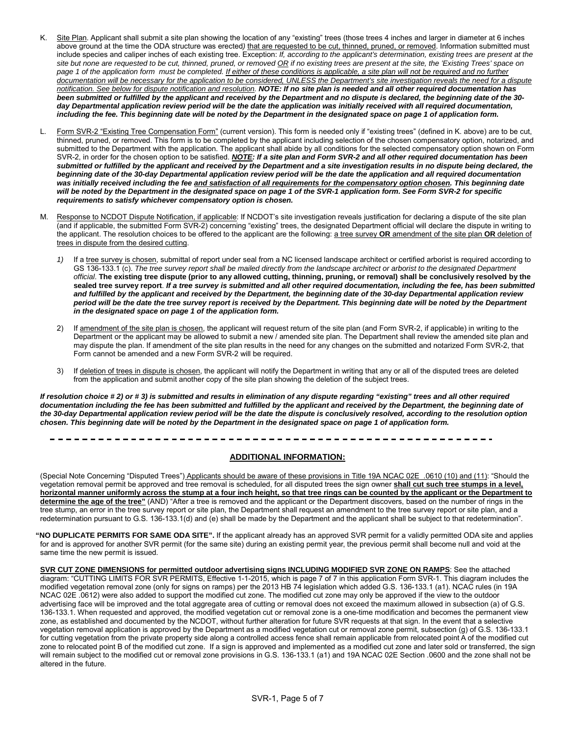K. Site Plan. Applicant shall submit a site plan showing the location of any "existing" trees (those trees 4 inches and larger in diameter at 6 inches above ground at the time the ODA structure was erected) that are requested to be cut, thinned, pruned, or removed. Information submitted must include species and caliper inches of each existing tree. Exception: *If, according to the applicant's determination, existing trees are present at the site but none are requested to be cut, thinned, pruned, or removed OR if no existing trees are present at the site, the 'Existing Trees' space on page 1 of the application form must be completed. If either of these conditions is applicable, a site plan will not be required and no further documentation will be necessary for the application to be considered, UNLESS the Department's site investigation reveals the need for a dispute notification. See below for dispute notification and resolution.* ***NOTE: If no site plan is needed and all other required documentation has been submitted or fulfilled by the applicant and received by the Department and no dispute is declared, the beginning date of the 30-day Departmental application review period will be the date the application was initially received with all required documentation, including the fee. This beginning date will be noted by the Department in the designated space on page 1 of application form.***

L. Form SVR-2 "Existing Tree Compensation Form" (current version). This form is needed only if "existing trees" (defined in K. above) are to be cut, thinned, pruned, or removed. This form is to be completed by the applicant including selection of the chosen compensatory option, notarized, and submitted to the Department with the application. The applicant shall abide by all conditions for the selected compensatory option shown on Form SVR-2, in order for the chosen option to be satisfied. ***NOTE: If a site plan and Form SVR-2 and all other required documentation has been submitted or fulfilled by the applicant and received by the Department and a site investigation results in no dispute being declared, the beginning date of the 30-day Departmental application review period will be the date the application and all required documentation was initially received including the fee and satisfaction of all requirements for the compensatory option chosen. This beginning date will be noted by the Department in the designated space on page 1 of the SVR-1 application form. See Form SVR-2 for specific requirements to satisfy whichever compensatory option is chosen.***

M. Response to NCDOT Dispute Notification, if applicable: If NCDOT's site investigation reveals justification for declaring a dispute of the site plan (and if applicable, the submitted Form SVR-2) concerning "existing" trees, the designated Department official will declare the dispute in writing to the applicant. The resolution choices to be offered to the applicant are the following: a tree survey **OR** amendment of the site plan **OR** deletion of trees in dispute from the desired cutting.

1) If a tree survey is chosen, submittal of report under seal from a NC licensed landscape architect or certified arborist is required according to GS 136-133.1 (c). *The tree survey report shall be mailed directly from the landscape architect or arborist to the designated Department official*. **The existing tree dispute (prior to any allowed cutting, thinning, pruning, or removal) shall be conclusively resolved by the sealed tree survey report**. ***If a tree survey is submitted and all other required documentation, including the fee, has been submitted and fulfilled by the applicant and received by the Department, the beginning date of the 30-day Departmental application review period will be the date the tree survey report is received by the Department. This beginning date will be noted by the Department in the designated space on page 1 of the application form.***

2) If amendment of the site plan is chosen, the applicant will request return of the site plan (and Form SVR-2, if applicable) in writing to the Department or the applicant may be allowed to submit a new / amended site plan. The Department shall review the amended site plan and may dispute the plan. If amendment of the site plan results in the need for any changes on the submitted and notarized Form SVR-2, that Form cannot be amended and a new Form SVR-2 will be required.

3) If deletion of trees in dispute is chosen, the applicant will notify the Department in writing that any or all of the disputed trees are deleted from the application and submit another copy of the site plan showing the deletion of the subject trees.

***If resolution choice # 2) or # 3) is submitted and results in elimination of any dispute regarding "existing" trees and all other required documentation including the fee has been submitted and fulfilled by the applicant and received by the Department, the beginning date of the 30-day Departmental application review period will be the date the dispute is conclusively resolved, according to the resolution option chosen. This beginning date will be noted by the Department in the designated space on page 1 of application form.***

---

## ADDITIONAL INFORMATION:

(Special Note Concerning "Disputed Trees") Applicants should be aware of these provisions in Title 19A NCAC 02E .0610 (10) and (11): "Should the vegetation removal permit be approved and tree removal is scheduled, for all disputed trees the sign owner **shall cut such tree stumps in a level, horizontal manner uniformly across the stump at a four inch height, so that tree rings can be counted by the applicant or the Department to determine the age of the tree"** (AND) "After a tree is removed and the applicant or the Department discovers, based on the number of rings in the tree stump, an error in the tree survey report or site plan, the Department shall request an amendment to the tree survey report or site plan, and a redetermination pursuant to G.S. 136-133.1(d) and (e) shall be made by the Department and the applicant shall be subject to that redetermination".

**"NO DUPLICATE PERMITS FOR SAME ODA SITE".** If the applicant already has an approved SVR permit for a validly permitted ODA site and applies for and is approved for another SVR permit (for the same site) during an existing permit year, the previous permit shall become null and void at the same time the new permit is issued.

**SVR CUT ZONE DIMENSIONS for permitted outdoor advertising signs INCLUDING MODIFIED SVR ZONE ON RAMPS**: See the attached diagram: "CUTTING LIMITS FOR SVR PERMITS, Effective 1-1-2015, which is page 7 of 7 in this application Form SVR-1. This diagram includes the modified vegetation removal zone (only for signs on ramps) per the 2013 HB 74 legislation which added G.S. 136-133.1 (a1). NCAC rules (in 19A NCAC 02E .0612) were also added to support the modified cut zone. The modified cut zone may only be approved if the view to the outdoor advertising face will be improved and the total aggregate area of cutting or removal does not exceed the maximum allowed in subsection (a) of G.S. 136-133.1. When requested and approved, the modified vegetation cut or removal zone is a one-time modification and becomes the permanent view zone, as established and documented by the NCDOT, without further alteration for future SVR requests at that sign. In the event that a selective vegetation removal application is approved by the Department as a modified vegetation cut or removal zone permit, subsection (g) of G.S. 136-133.1 for cutting vegetation from the private property side along a controlled access fence shall remain applicable from relocated point A of the modified cut zone to relocated point B of the modified cut zone. If a sign is approved and implemented as a modified cut zone and later sold or transferred, the sign will remain subject to the modified cut or removal zone provisions in G.S. 136-133.1 (a1) and 19A NCAC 02E Section .0600 and the zone shall not be altered in the future.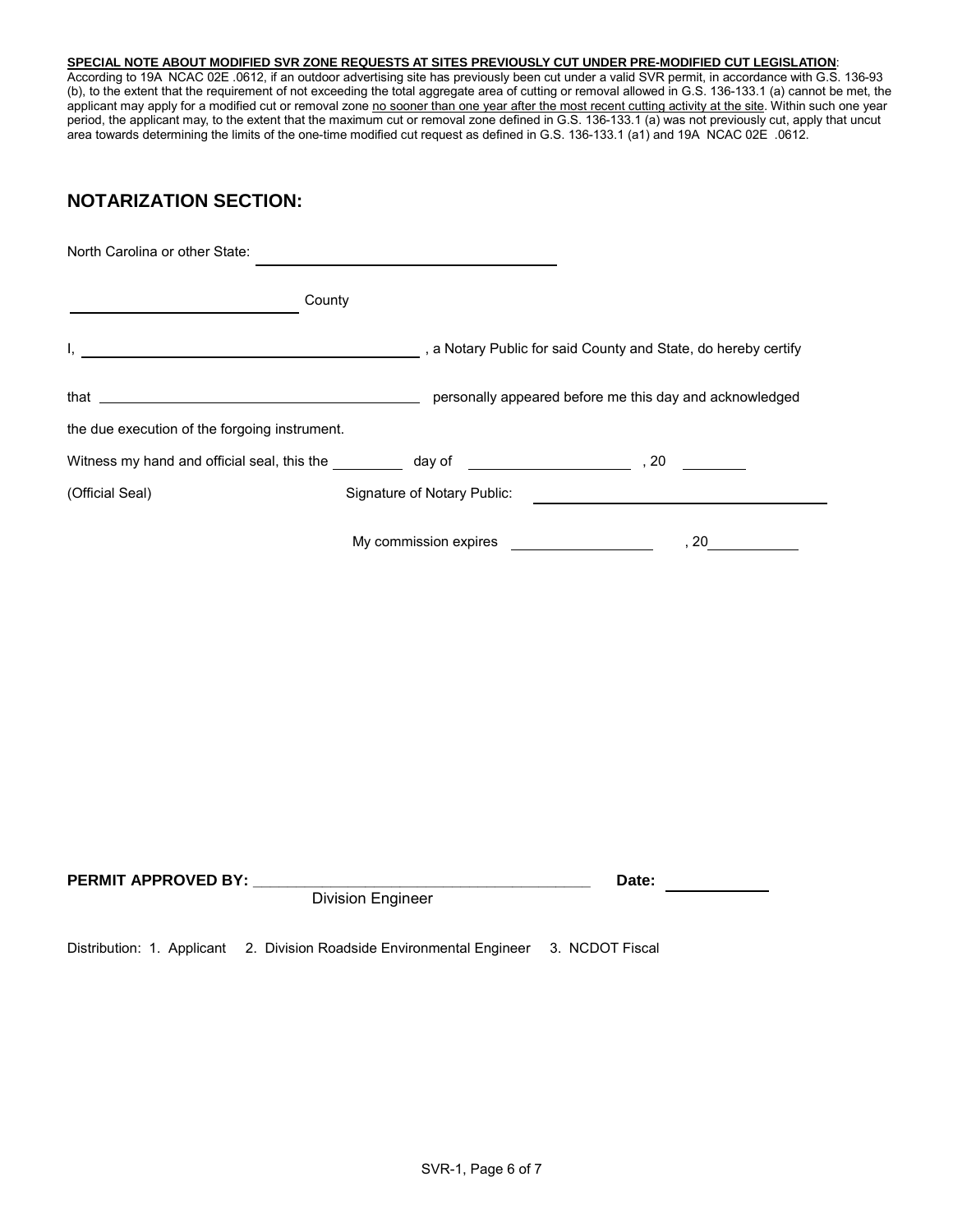**SPECIAL NOTE ABOUT MODIFIED SVR ZONE REQUESTS AT SITES PREVIOUSLY CUT UNDER PRE-MODIFIED CUT LEGISLATION**:
According to 19A NCAC 02E .0612, if an outdoor advertising site has previously been cut under a valid SVR permit, in accordance with G.S. 136-93 (b), to the extent that the requirement of not exceeding the total aggregate area of cutting or removal allowed in G.S. 136-133.1 (a) cannot be met, the applicant may apply for a modified cut or removal zone no sooner than one year after the most recent cutting activity at the site. Within such one year period, the applicant may, to the extent that the maximum cut or removal zone defined in G.S. 136-133.1 (a) was not previously cut, apply that uncut area towards determining the limits of the one-time modified cut request as defined in G.S. 136-133.1 (a1) and 19A NCAC 02E .0612.

## NOTARIZATION SECTION:

North Carolina or other State: ______________________________

______________________ County

I, ____________________________________, a Notary Public for said County and State, do hereby certify

that ____________________________________ personally appeared before me this day and acknowledged

the due execution of the forgoing instrument.

Witness my hand and official seal, this the ________ day of __________________, 20 ________

(Official Seal) Signature of Notary Public: ______________________________

My commission expires ________________, 20__________

**PERMIT APPROVED BY:** ____________________________________ **Date:** __________
Division Engineer

Distribution: 1. Applicant 2. Division Roadside Environmental Engineer 3. NCDOT Fiscal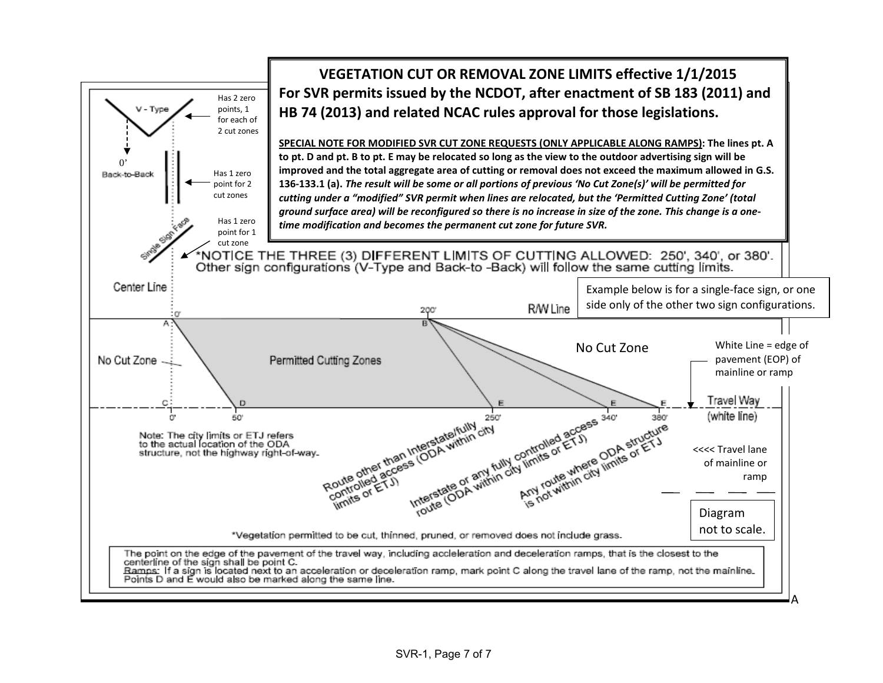## VEGETATION CUT OR REMOVAL ZONE LIMITS effective 1/1/2015

## For SVR permits issued by the NCDOT, after enactment of SB 183 (2011) and HB 74 (2013) and related NCAC rules approval for those legislations.

**SPECIAL NOTE FOR MODIFIED SVR CUT ZONE REQUESTS (ONLY APPLICABLE ALONG RAMPS): The lines pt. A to pt. D and pt. B to pt. E may be relocated so long as the view to the outdoor advertising sign will be improved and the total aggregate area of cutting or removal does not exceed the maximum allowed in G.S. 136-133.1 (a).** ***The result will be some or all portions of previous 'No Cut Zone(s)' will be permitted for cutting under a "modified" SVR permit when lines are relocated, but the 'Permitted Cutting Zone' (total ground surface area) will be reconfigured so there is no increase in size of the zone. This change is a one-time modification and becomes the permanent cut zone for future SVR.***

V - Type

Has 2 zero points, 1 for each of 2 cut zones

0'

Back-to-Back

Has 1 zero point for 2 cut zones

Single Sign Face

Has 1 zero point for 1 cut zone

*NOTICE THE THREE (3) DIFFERENT LIMITS OF CUTTING ALLOWED: 250', 340', or 380'. Other sign configurations (V-Type and Back-to -Back) will follow the same cutting limits.

Center Line

Example below is for a single-face sign, or one side only of the other two sign configurations.

0'

200'

R/W Line

A

B

No Cut Zone

Permitted Cutting Zones

No Cut Zone

White Line = edge of pavement (EOP) of mainline or ramp

C

D

E

E

E

Travel Way (white line)

0'

50'

250'

340'

380'

Note: The city limits or ETJ refers to the actual location of the ODA structure, not the highway right-of-way.

Route other than Interstate/fully controlled access (ODA within city limits or ETJ)

Interstate or any fully controlled access route (ODA within city limits or ETJ)

Any route where ODA structure is not within city limits or ETJ

<<<< Travel lane of mainline or ramp

Diagram not to scale.

*Vegetation permitted to be cut, thinned, pruned, or removed does not include grass.

The point on the edge of the pavement of the travel way, including accleleration and deceleration ramps, that is the closest to the centerline of the sign shall be point C.
Ramps: If a sign is located next to an acceleration or deceleration ramp, mark point C along the travel lane of the ramp, not the mainline. Points D and E would also be marked along the same line.

A